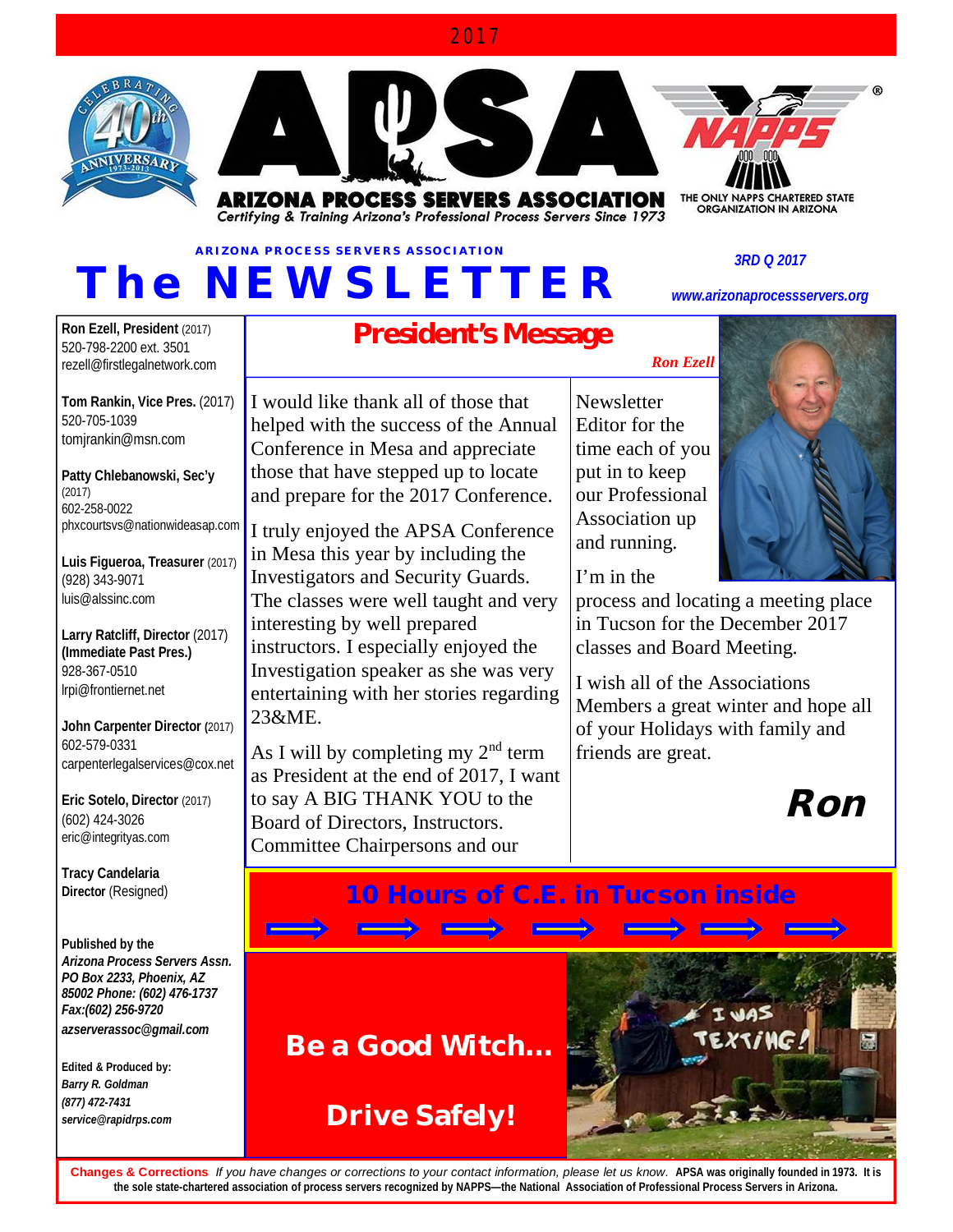2017

# ARIZONA PROCESS SERVERS ASSOCIATION

*Certifying & Training Arizona's Professional Process Servers Since 1973*

THE ONLY NAPPS CHARTERED STATE ORGANIZATION IN ARIZONA

ARIZONA PROCESS SERVERS ASSOCIATION

# The NEWSLETTER

***3RD Q 2017***

***www.arizonaprocessservers.org***

**Ron Ezell, President** (2017)
520-798-2200 ext. 3501
rezell@firstlegalnetwork.com

**Tom Rankin, Vice Pres.** (2017)
520-705-1039
tomjrankin@msn.com

**Patty Chlebanowski, Sec'y** (2017)
602-258-0022
phxcourtsvs@nationwideasap.com

**Luis Figueroa, Treasurer** (2017)
(928) 343-9071
luis@alssinc.com

**Larry Ratcliff, Director** (2017)
**(Immediate Past Pres.)**
928-367-0510
lrpi@frontiernet.net

**John Carpenter Director** (2017)
602-579-0331
carpenterlegalservices@cox.net

**Eric Sotelo, Director** (2017)
(602) 424-3026
eric@integrityas.com

**Tracy Candelaria Director** (Resigned)

**Published by the**
***Arizona Process Servers Assn. PO Box 2233, Phoenix, AZ 85002 Phone: (602) 476-1737 Fax:(602) 256-9720***
***azserverassoc@gmail.com***

**Edited & Produced by:**
***Barry R. Goldman***
***(877) 472-7431***
***service@rapidrps.com***

## President's Message

*Ron Ezell*

I would like thank all of those that helped with the success of the Annual Conference in Mesa and appreciate those that have stepped up to locate and prepare for the 2017 Conference.

I truly enjoyed the APSA Conference in Mesa this year by including the Investigators and Security Guards. The classes were well taught and very interesting by well prepared instructors. I especially enjoyed the Investigation speaker as she was very entertaining with her stories regarding 23&ME.

As I will by completing my 2nd term as President at the end of 2017, I want to say A BIG THANK YOU to the Board of Directors, Instructors. Committee Chairpersons and our Newsletter Editor for the time each of you put in to keep our Professional Association up and running.

I'm in the process and locating a meeting place in Tucson for the December 2017 classes and Board Meeting.

I wish all of the Associations Members a great winter and hope all of your Holidays with family and friends are great.

***Ron***

## 10 Hours of C.E. in Tucson inside

**Be a Good Witch...**

**Drive Safely!**

**Changes & Corrections** *If you have changes or corrections to your contact information, please let us know.* **APSA was originally founded in 1973. It is the sole state-chartered association of process servers recognized by NAPPS—the National Association of Professional Process Servers in Arizona.**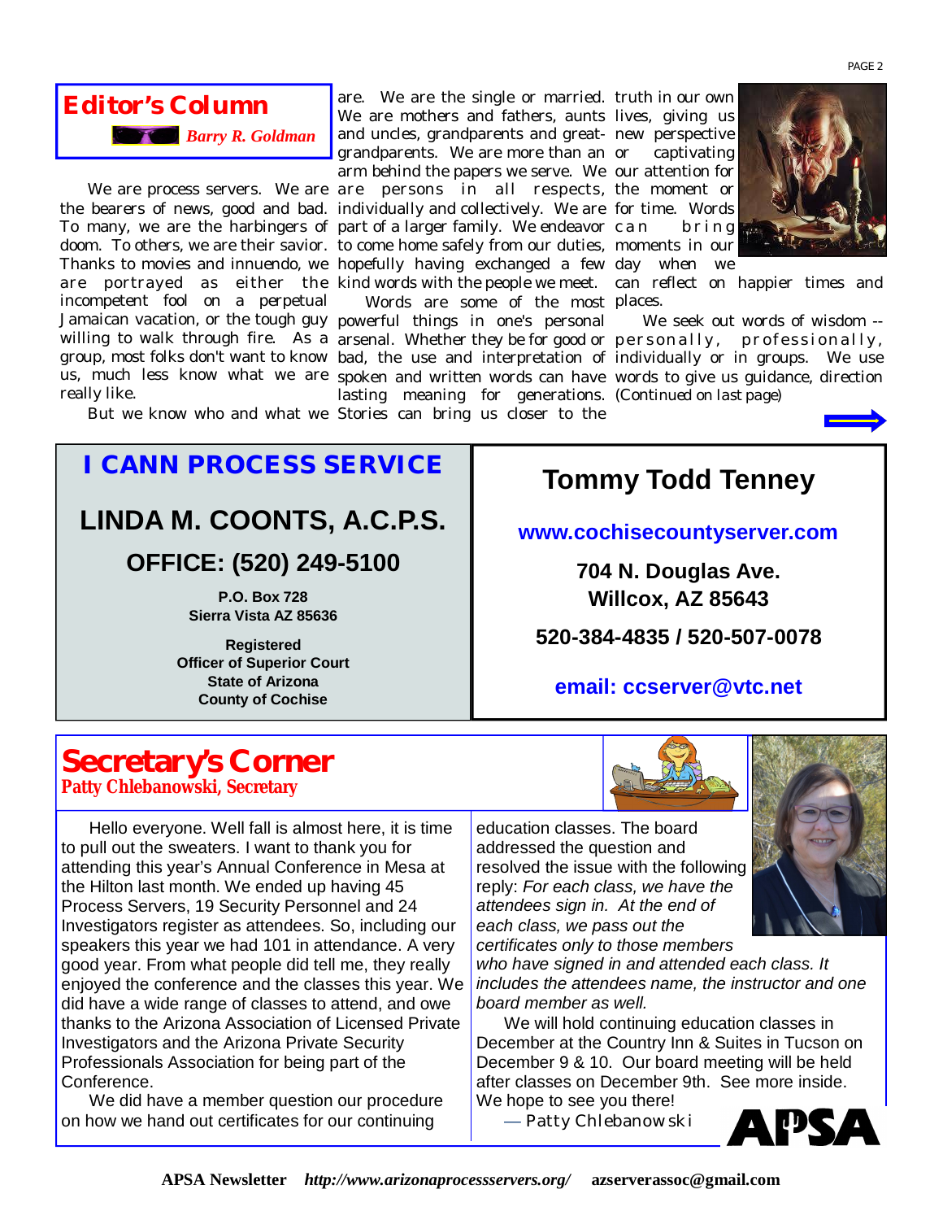## Editor's Column

*Barry R. Goldman*

We are process servers. We are the bearers of news, good and bad. To many, we are the harbingers of doom. To others, we are their savior. Thanks to movies and innuendo, we are portrayed as either the incompetent fool on a perpetual Jamaican vacation, or the tough guy willing to walk through fire. As a group, most folks don't want to know us, much less know what we are really like.

But we know who and what we are. We are the single or married. We are mothers and fathers, aunts and uncles, grandparents and great-grandparents. We are more than an arm behind the papers we serve. We are persons in all respects, individually and collectively. We are part of a larger family. We endeavor to come home safely from our duties, hopefully having exchanged a few kind words with the people we meet.

Words are some of the most powerful things in one's personal arsenal. Whether they be for good or bad, the use and interpretation of spoken and written words can have lasting meaning for generations. Stories can bring us closer to the truth in our own lives, giving us new perspective or captivating our attention for the moment or for time. Words can bring moments in our day when we can reflect on happier times and places.

We seek out words of wisdom -- personally, professionally, individually or in groups. We use words to give us guidance, direction (Continued on last page)

---

**I CANN PROCESS SERVICE**

**LINDA M. COONTS, A.C.P.S.**

**OFFICE: (520) 249-5100**

**P.O. Box 728**
**Sierra Vista AZ 85636**

**Registered**
**Officer of Superior Court**
**State of Arizona**
**County of Cochise**

---

**Tommy Todd Tenney**

**www.cochisecountyserver.com**

**704 N. Douglas Ave.**
**Willcox, AZ 85643**

**520-384-4835 / 520-507-0078**

**email: ccserver@vtc.net**

---

## Secretary's Corner

**Patty Chlebanowski, Secretary**

Hello everyone. Well fall is almost here, it is time to pull out the sweaters. I want to thank you for attending this year's Annual Conference in Mesa at the Hilton last month. We ended up having 45 Process Servers, 19 Security Personnel and 24 Investigators register as attendees. So, including our speakers this year we had 101 in attendance. A very good year. From what people did tell me, they really enjoyed the conference and the classes this year. We did have a wide range of classes to attend, and owe thanks to the Arizona Association of Licensed Private Investigators and the Arizona Private Security Professionals Association for being part of the Conference.

We did have a member question our procedure on how we hand out certificates for our continuing education classes. The board addressed the question and resolved the issue with the following reply: *For each class, we have the attendees sign in. At the end of each class, we pass out the certificates only to those members who have signed in and attended each class. It includes the attendees name, the instructor and one board member as well.*

We will hold continuing education classes in December at the Country Inn & Suites in Tucson on December 9 & 10. Our board meeting will be held after classes on December 9th. See more inside. We hope to see you there!

— Patty Chlebanowski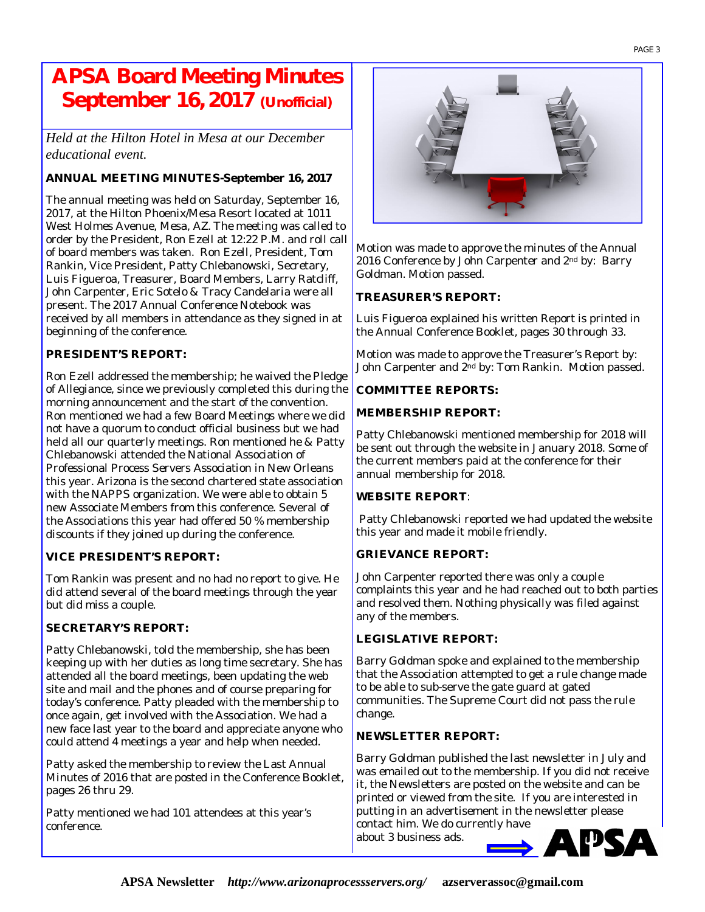# APSA Board Meeting Minutes September 16, 2017 (Unofficial)

*Held at the Hilton Hotel in Mesa at our December educational event.*

**ANNUAL MEETING MINUTES-September 16, 2017**

The annual meeting was held on Saturday, September 16, 2017, at the Hilton Phoenix/Mesa Resort located at 1011 West Holmes Avenue, Mesa, AZ. The meeting was called to order by the President, Ron Ezell at 12:22 P.M. and roll call of board members was taken. Ron Ezell, President, Tom Rankin, Vice President, Patty Chlebanowski, Secretary, Luis Figueroa, Treasurer, Board Members, Larry Ratcliff, John Carpenter, Eric Sotelo & Tracy Candelaria were all present. The 2017 Annual Conference Notebook was received by all members in attendance as they signed in at beginning of the conference.

**PRESIDENT'S REPORT:**

Ron Ezell addressed the membership; he waived the Pledge of Allegiance, since we previously completed this during the morning announcement and the start of the convention. Ron mentioned we had a few Board Meetings where we did not have a quorum to conduct official business but we had held all our quarterly meetings. Ron mentioned he & Patty Chlebanowski attended the National Association of Professional Process Servers Association in New Orleans this year. Arizona is the second chartered state association with the NAPPS organization. We were able to obtain 5 new Associate Members from this conference. Several of the Associations this year had offered 50 % membership discounts if they joined up during the conference.

**VICE PRESIDENT'S REPORT:**

Tom Rankin was present and no had no report to give. He did attend several of the board meetings through the year but did miss a couple.

**SECRETARY'S REPORT:**

Patty Chlebanowski, told the membership, she has been keeping up with her duties as long time secretary. She has attended all the board meetings, been updating the web site and mail and the phones and of course preparing for today's conference. Patty pleaded with the membership to once again, get involved with the Association. We had a new face last year to the board and appreciate anyone who could attend 4 meetings a year and help when needed.

Patty asked the membership to review the Last Annual Minutes of 2016 that are posted in the Conference Booklet, pages 26 thru 29.

Patty mentioned we had 101 attendees at this year's conference.

Motion was made to approve the minutes of the Annual 2016 Conference by John Carpenter and 2nd by: Barry Goldman. Motion passed.

**TREASURER'S REPORT:**

Luis Figueroa explained his written Report is printed in the Annual Conference Booklet, pages 30 through 33.

Motion was made to approve the Treasurer's Report by: John Carpenter and 2nd by: Tom Rankin. Motion passed.

**COMMITTEE REPORTS:**

**MEMBERSHIP REPORT:**

Patty Chlebanowski mentioned membership for 2018 will be sent out through the website in January 2018. Some of the current members paid at the conference for their annual membership for 2018.

**WEBSITE REPORT**:

Patty Chlebanowski reported we had updated the website this year and made it mobile friendly.

**GRIEVANCE REPORT:**

John Carpenter reported there was only a couple complaints this year and he had reached out to both parties and resolved them. Nothing physically was filed against any of the members.

**LEGISLATIVE REPORT:**

Barry Goldman spoke and explained to the membership that the Association attempted to get a rule change made to be able to sub-serve the gate guard at gated communities. The Supreme Court did not pass the rule change.

**NEWSLETTER REPORT:**

Barry Goldman published the last newsletter in July and was emailed out to the membership. If you did not receive it, the Newsletters are posted on the website and can be printed or viewed from the site. If you are interested in putting in an advertisement in the newsletter please contact him. We do currently have about 3 business ads.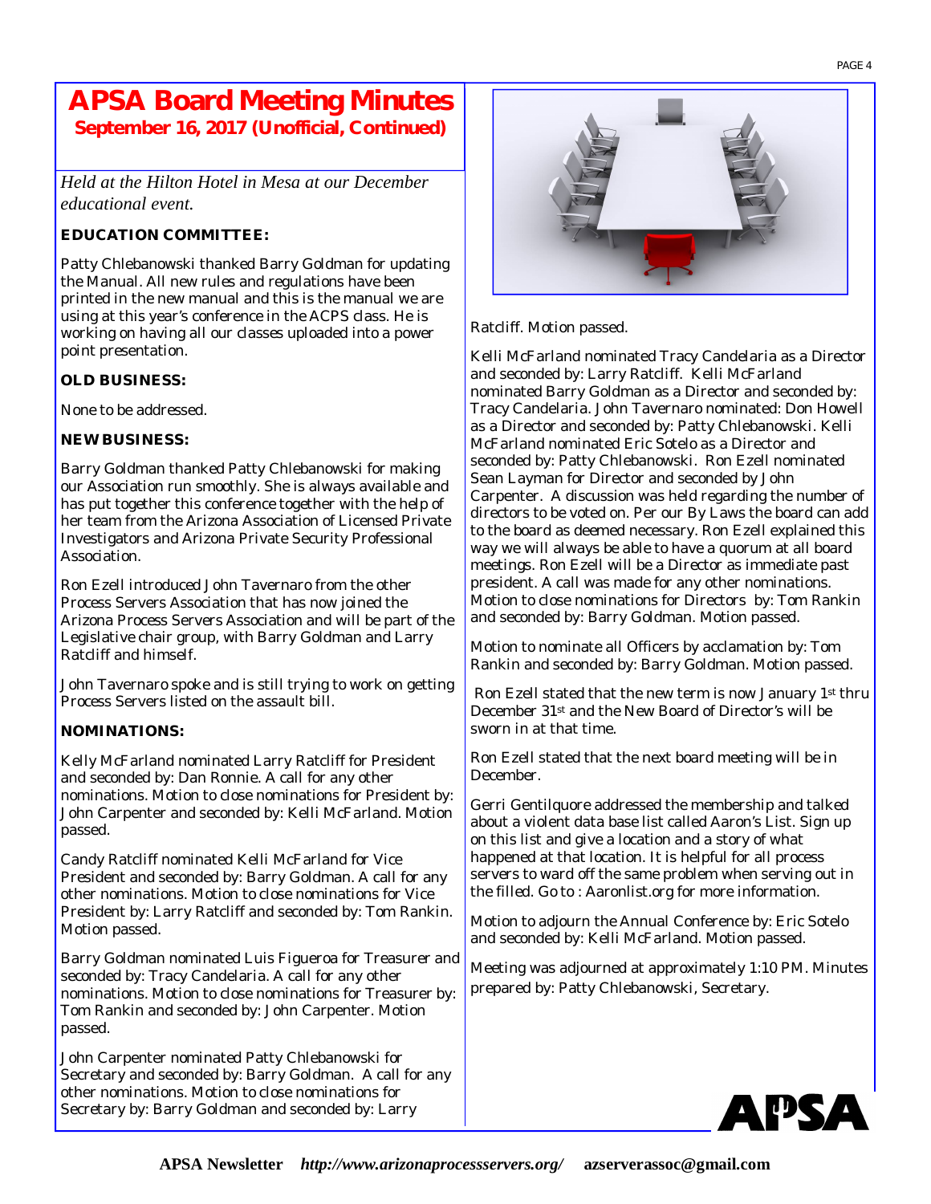# APSA Board Meeting Minutes

## September 16, 2017 (Unofficial, Continued)

*Held at the Hilton Hotel in Mesa at our December educational event.*

**EDUCATION COMMITTEE:**

Patty Chlebanowski thanked Barry Goldman for updating the Manual. All new rules and regulations have been printed in the new manual and this is the manual we are using at this year's conference in the ACPS class. He is working on having all our classes uploaded into a power point presentation.

**OLD BUSINESS:**

None to be addressed.

**NEW BUSINESS:**

Barry Goldman thanked Patty Chlebanowski for making our Association run smoothly. She is always available and has put together this conference together with the help of her team from the Arizona Association of Licensed Private Investigators and Arizona Private Security Professional Association.

Ron Ezell introduced John Tavernaro from the other Process Servers Association that has now joined the Arizona Process Servers Association and will be part of the Legislative chair group, with Barry Goldman and Larry Ratcliff and himself.

John Tavernaro spoke and is still trying to work on getting Process Servers listed on the assault bill.

**NOMINATIONS:**

Kelly McFarland nominated Larry Ratcliff for President and seconded by: Dan Ronnie. A call for any other nominations. Motion to close nominations for President by: John Carpenter and seconded by: Kelli McFarland. Motion passed.

Candy Ratcliff nominated Kelli McFarland for Vice President and seconded by: Barry Goldman. A call for any other nominations. Motion to close nominations for Vice President by: Larry Ratcliff and seconded by: Tom Rankin. Motion passed.

Barry Goldman nominated Luis Figueroa for Treasurer and seconded by: Tracy Candelaria. A call for any other nominations. Motion to close nominations for Treasurer by: Tom Rankin and seconded by: John Carpenter. Motion passed.

John Carpenter nominated Patty Chlebanowski for Secretary and seconded by: Barry Goldman. A call for any other nominations. Motion to close nominations for Secretary by: Barry Goldman and seconded by: Larry Ratcliff. Motion passed.

Kelli McFarland nominated Tracy Candelaria as a Director and seconded by: Larry Ratcliff. Kelli McFarland nominated Barry Goldman as a Director and seconded by: Tracy Candelaria. John Tavernaro nominated: Don Howell as a Director and seconded by: Patty Chlebanowski. Kelli McFarland nominated Eric Sotelo as a Director and seconded by: Patty Chlebanowski. Ron Ezell nominated Sean Layman for Director and seconded by John Carpenter. A discussion was held regarding the number of directors to be voted on. Per our By Laws the board can add to the board as deemed necessary. Ron Ezell explained this way we will always be able to have a quorum at all board meetings. Ron Ezell will be a Director as immediate past president. A call was made for any other nominations. Motion to close nominations for Directors by: Tom Rankin and seconded by: Barry Goldman. Motion passed.

Motion to nominate all Officers by acclamation by: Tom Rankin and seconded by: Barry Goldman. Motion passed.

Ron Ezell stated that the new term is now January 1st thru December 31st and the New Board of Director's will be sworn in at that time.

Ron Ezell stated that the next board meeting will be in December.

Gerri Gentilquore addressed the membership and talked about a violent data base list called Aaron's List. Sign up on this list and give a location and a story of what happened at that location. It is helpful for all process servers to ward off the same problem when serving out in the filled. Go to : Aaronlist.org for more information.

Motion to adjourn the Annual Conference by: Eric Sotelo and seconded by: Kelli McFarland. Motion passed.

Meeting was adjourned at approximately 1:10 PM. Minutes prepared by: Patty Chlebanowski, Secretary.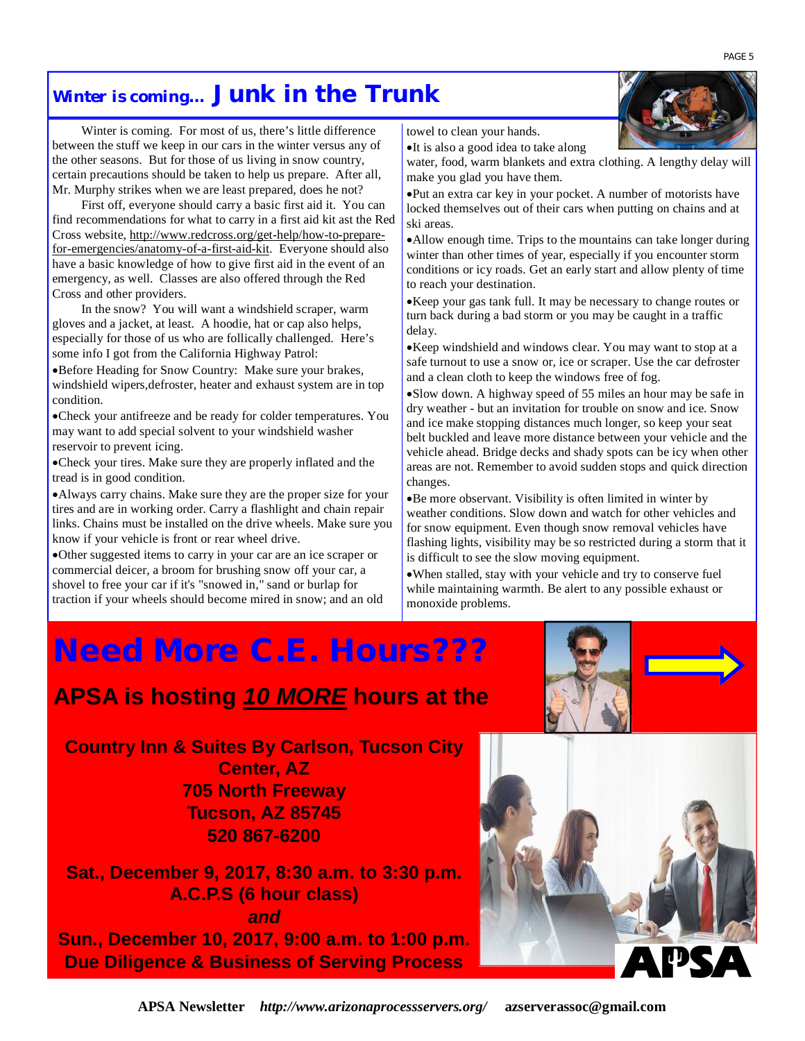## Winter is coming... Junk in the Trunk

Winter is coming. For most of us, there's little difference between the stuff we keep in our cars in the winter versus any of the other seasons. But for those of us living in snow country, certain precautions should be taken to help us prepare. After all, Mr. Murphy strikes when we are least prepared, does he not?

First off, everyone should carry a basic first aid it. You can find recommendations for what to carry in a first aid kit ast the Red Cross website, http://www.redcross.org/get-help/how-to-prepare-for-emergencies/anatomy-of-a-first-aid-kit. Everyone should also have a basic knowledge of how to give first aid in the event of an emergency, as well. Classes are also offered through the Red Cross and other providers.

In the snow? You will want a windshield scraper, warm gloves and a jacket, at least. A hoodie, hat or cap also helps, especially for those of us who are follically challenged. Here's some info I got from the California Highway Patrol:

- Before Heading for Snow Country: Make sure your brakes, windshield wipers,defroster, heater and exhaust system are in top condition.
- Check your antifreeze and be ready for colder temperatures. You may want to add special solvent to your windshield washer reservoir to prevent icing.
- Check your tires. Make sure they are properly inflated and the tread is in good condition.
- Always carry chains. Make sure they are the proper size for your tires and are in working order. Carry a flashlight and chain repair links. Chains must be installed on the drive wheels. Make sure you know if your vehicle is front or rear wheel drive.
- Other suggested items to carry in your car are an ice scraper or commercial deicer, a broom for brushing snow off your car, a shovel to free your car if it's "snowed in," sand or burlap for traction if your wheels should become mired in snow; and an old towel to clean your hands.
- It is also a good idea to take along water, food, warm blankets and extra clothing. A lengthy delay will make you glad you have them.
- Put an extra car key in your pocket. A number of motorists have locked themselves out of their cars when putting on chains and at ski areas.
- Allow enough time. Trips to the mountains can take longer during winter than other times of year, especially if you encounter storm conditions or icy roads. Get an early start and allow plenty of time to reach your destination.
- Keep your gas tank full. It may be necessary to change routes or turn back during a bad storm or you may be caught in a traffic delay.
- Keep windshield and windows clear. You may want to stop at a safe turnout to use a snow or, ice or scraper. Use the car defroster and a clean cloth to keep the windows free of fog.
- Slow down. A highway speed of 55 miles an hour may be safe in dry weather - but an invitation for trouble on snow and ice. Snow and ice make stopping distances much longer, so keep your seat belt buckled and leave more distance between your vehicle and the vehicle ahead. Bridge decks and shady spots can be icy when other areas are not. Remember to avoid sudden stops and quick direction changes.
- Be more observant. Visibility is often limited in winter by weather conditions. Slow down and watch for other vehicles and for snow equipment. Even though snow removal vehicles have flashing lights, visibility may be so restricted during a storm that it is difficult to see the slow moving equipment.
- When stalled, stay with your vehicle and try to conserve fuel while maintaining warmth. Be alert to any possible exhaust or monoxide problems.

# Need More C.E. Hours???

## APSA is hosting *10 MORE* hours at the

**Country Inn & Suites By Carlson, Tucson City Center, AZ**
**705 North Freeway**
**Tucson, AZ 85745**
**520 867-6200**

**Sat., December 9, 2017, 8:30 a.m. to 3:30 p.m.**
**A.C.P.S (6 hour class)**
***and***
**Sun., December 10, 2017, 9:00 a.m. to 1:00 p.m.**
**Due Diligence & Business of Serving Process**

APSA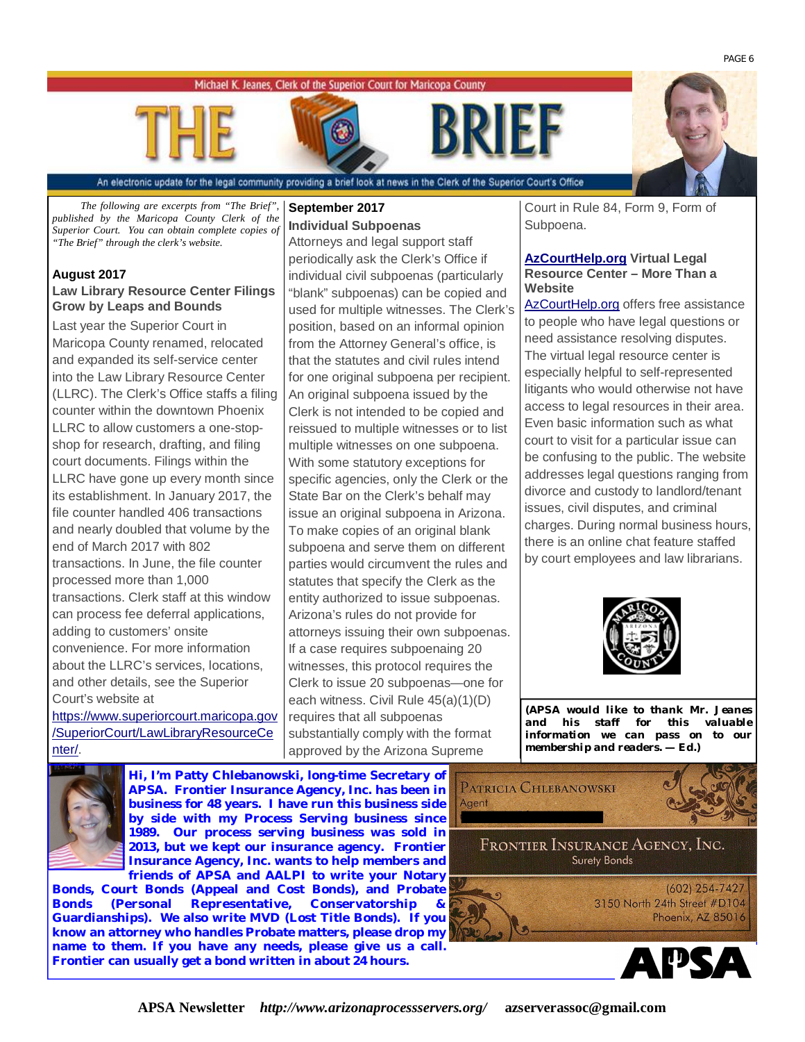Michael K. Jeanes, Clerk of the Superior Court for Maricopa County

# THE BRIEF

An electronic update for the legal community providing a brief look at news in the Clerk of the Superior Court's Office

*The following are excerpts from "The Brief", published by the Maricopa County Clerk of the Superior Court. You can obtain complete copies of "The Brief" through the clerk's website.*

**August 2017**

### Law Library Resource Center Filings Grow by Leaps and Bounds

Last year the Superior Court in Maricopa County renamed, relocated and expanded its self-service center into the Law Library Resource Center (LLRC). The Clerk's Office staffs a filing counter within the downtown Phoenix LLRC to allow customers a one-stop-shop for research, drafting, and filing court documents. Filings within the LLRC have gone up every month since its establishment. In January 2017, the file counter handled 406 transactions and nearly doubled that volume by the end of March 2017 with 802 transactions. In June, the file counter processed more than 1,000 transactions. Clerk staff at this window can process fee deferral applications, adding to customers' onsite convenience. For more information about the LLRC's services, locations, and other details, see the Superior Court's website at https://www.superiorcourt.maricopa.gov/SuperiorCourt/LawLibraryResourceCenter/.

**September 2017**

### Individual Subpoenas

Attorneys and legal support staff periodically ask the Clerk's Office if individual civil subpoenas (particularly "blank" subpoenas) can be copied and used for multiple witnesses. The Clerk's position, based on an informal opinion from the Attorney General's office, is that the statutes and civil rules intend for one original subpoena per recipient. An original subpoena issued by the Clerk is not intended to be copied and reissued to multiple witnesses or to list multiple witnesses on one subpoena. With some statutory exceptions for specific agencies, only the Clerk or the State Bar on the Clerk's behalf may issue an original subpoena in Arizona. To make copies of an original blank subpoena and serve them on different parties would circumvent the rules and statutes that specify the Clerk as the entity authorized to issue subpoenas. Arizona's rules do not provide for attorneys issuing their own subpoenas. If a case requires subpoenaing 20 witnesses, this protocol requires the Clerk to issue 20 subpoenas—one for each witness. Civil Rule 45(a)(1)(D) requires that all subpoenas substantially comply with the format approved by the Arizona Supreme Court in Rule 84, Form 9, Form of Subpoena.

### AzCourtHelp.org Virtual Legal Resource Center – More Than a Website

AzCourtHelp.org offers free assistance to people who have legal questions or need assistance resolving disputes. The virtual legal resource center is especially helpful to self-represented litigants who would otherwise not have access to legal resources in their area. Even basic information such as what court to visit for a particular issue can be confusing to the public. The website addresses legal questions ranging from divorce and custody to landlord/tenant issues, civil disputes, and criminal charges. During normal business hours, there is an online chat feature staffed by court employees and law librarians.

**(APSA would like to thank Mr. Jeanes and his staff for this valuable information we can pass on to our membership and readers. — Ed.)**

**Hi, I'm Patty Chlebanowski, long-time Secretary of APSA. Frontier Insurance Agency, Inc. has been in business for 48 years. I have run this business side by side with my Process Serving business since 1989. Our process serving business was sold in 2013, but we kept our insurance agency. Frontier Insurance Agency, Inc. wants to help members and friends of APSA and AALPI to write your Notary Bonds, Court Bonds (Appeal and Cost Bonds), and Probate Bonds (Personal Representative, Conservatorship & Guardianships). We also write MVD (Lost Title Bonds). If you know an attorney who handles Probate matters, please drop my name to them. If you have any needs, please give us a call. Frontier can usually get a bond written in about 24 hours.**

PATRICIA CHLEBANOWSKI
Agent

FRONTIER INSURANCE AGENCY, INC.
Surety Bonds

(602) 254-7427
3150 North 24th Street #D104
Phoenix, AZ 85016

APSA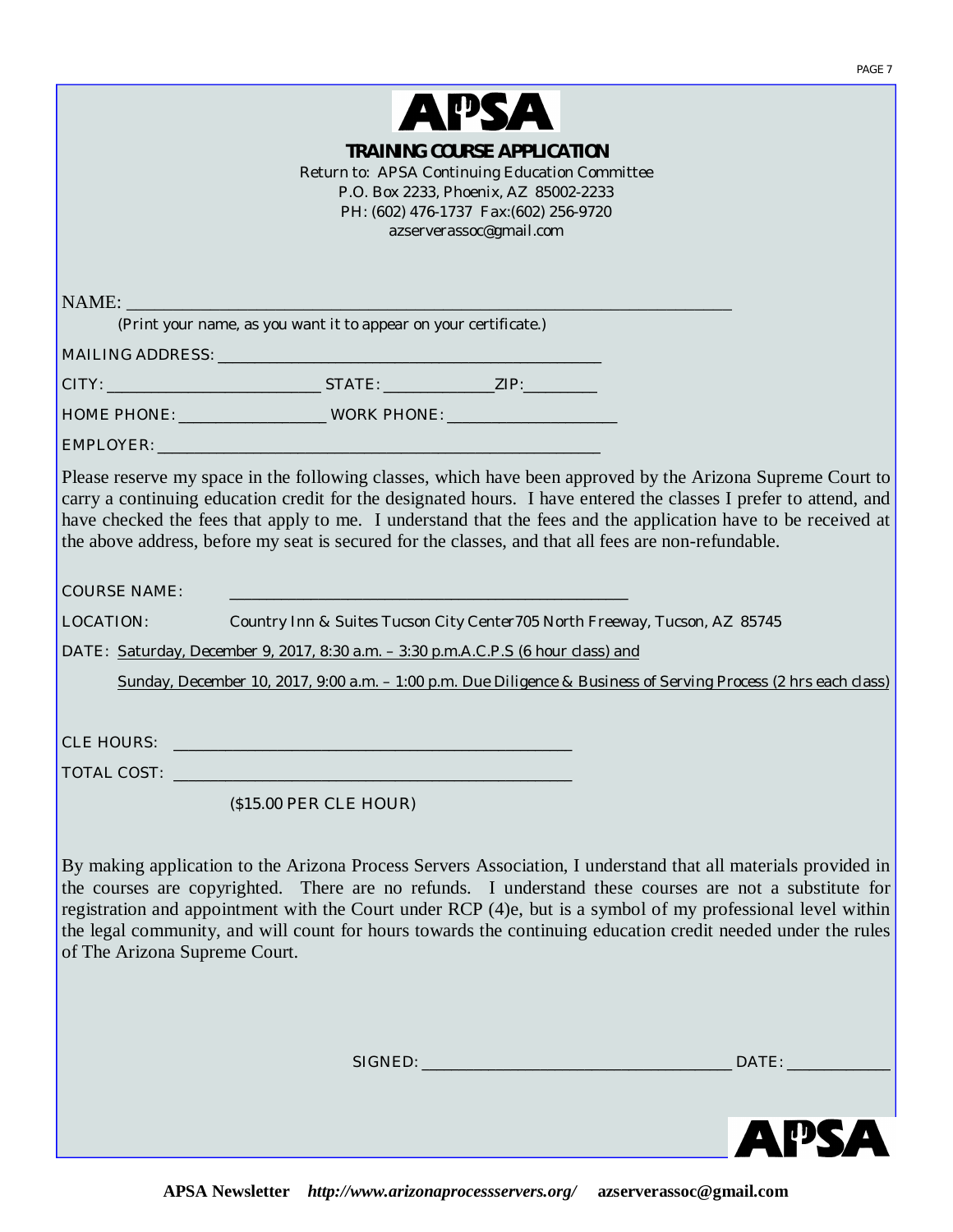# APSA

## TRAINING COURSE APPLICATION

Return to: APSA Continuing Education Committee
P.O. Box 2233, Phoenix, AZ 85002-2233
PH: (602) 476-1737 Fax:(602) 256-9720
azserverassoc@gmail.com

NAME: ____________________________________________________________

(Print your name, as you want it to appear on your certificate.)

MAILING ADDRESS: ________________________________________

CITY: ______________________ STATE: ____________ ZIP:_________

HOME PHONE: ________________ WORK PHONE: __________________

EMPLOYER: ______________________________________________

Please reserve my space in the following classes, which have been approved by the Arizona Supreme Court to carry a continuing education credit for the designated hours. I have entered the classes I prefer to attend, and have checked the fees that apply to me. I understand that the fees and the application have to be received at the above address, before my seat is secured for the classes, and that all fees are non-refundable.

COURSE NAME: ________________________________________

LOCATION: Country Inn & Suites Tucson City Center705 North Freeway, Tucson, AZ 85745

DATE: Saturday, December 9, 2017, 8:30 a.m. – 3:30 p.m.A.C.P.S (6 hour class) and

Sunday, December 10, 2017, 9:00 a.m. – 1:00 p.m. Due Diligence & Business of Serving Process (2 hrs each class)

CLE HOURS: ________________________________________

TOTAL COST: ________________________________________

($15.00 PER CLE HOUR)

By making application to the Arizona Process Servers Association, I understand that all materials provided in the courses are copyrighted. There are no refunds. I understand these courses are not a substitute for registration and appointment with the Court under RCP (4)e, but is a symbol of my professional level within the legal community, and will count for hours towards the continuing education credit needed under the rules of The Arizona Supreme Court.

SIGNED: ________________________________ DATE: ___________

APSA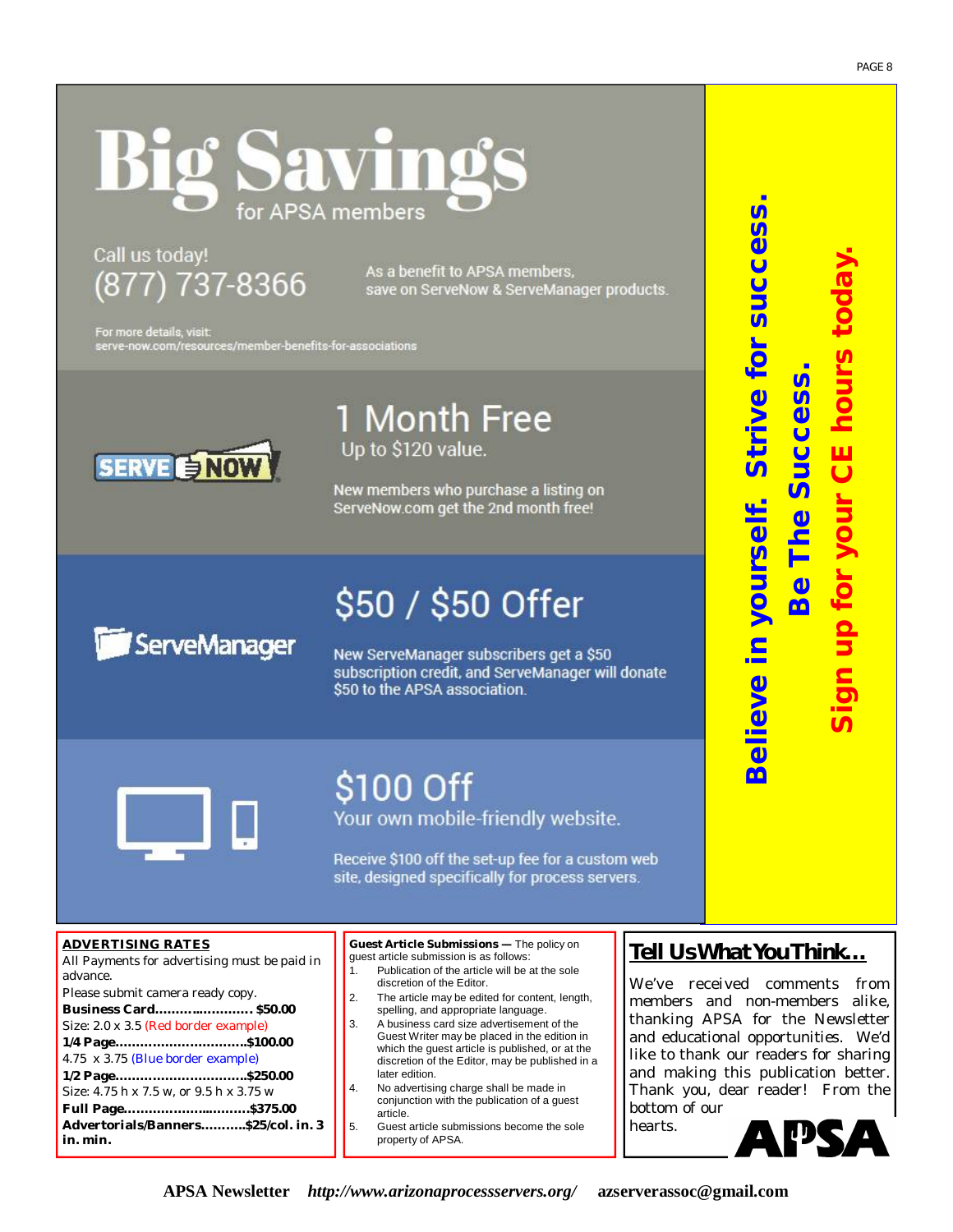# Big Savings for APSA members

Call us today!
(877) 737-8366

As a benefit to APSA members, save on ServeNow & ServeManager products.

For more details, visit:
serve-now.com/resources/member-benefits-for-associations

SERVE NOW

## 1 Month Free

Up to $120 value.

New members who purchase a listing on ServeNow.com get the 2nd month free!

ServeManager

## $50 / $50 Offer

New ServeManager subscribers get a $50 subscription credit, and ServeManager will donate $50 to the APSA association.

## $100 Off

Your own mobile-friendly website.

Receive $100 off the set-up fee for a custom web site, designed specifically for process servers.

**Believe in yourself. Strive for success.**

**Be The Success.**

**Sign up for your CE hours today.**

**ADVERTISING RATES**

All Payments for advertising must be paid in advance.

Please submit camera ready copy.

**Business Card......................... $50.00**
Size: 2.0 x 3.5 (Red border example)

**1/4 Page...............................$100.00**
4.75 x 3.75 (Blue border example)

**1/2 Page...............................$250.00**
Size: 4.75 h x 7.5 w, or 9.5 h x 3.75 w

**Full Page..................................$375.00**

**Advertorials/Banners...........$25/col. in. 3 in. min.**

**Guest Article Submissions —** The policy on guest article submission is as follows:

1. Publication of the article will be at the sole discretion of the Editor.
2. The article may be edited for content, length, spelling, and appropriate language.
3. A business card size advertisement of the Guest Writer may be placed in the edition in which the guest article is published, or at the discretion of the Editor, may be published in a later edition.
4. No advertising charge shall be made in conjunction with the publication of a guest article.
5. Guest article submissions become the sole property of APSA.

**Tell Us What You Think…**

We've received comments from members and non-members alike, thanking APSA for the Newsletter and educational opportunities. We'd like to thank our readers for sharing and making this publication better. Thank you, dear reader! From the bottom of our hearts.

APSA

**APSA Newsletter** ***http://www.arizonaprocessservers.org/*** **azserverassoc@gmail.com**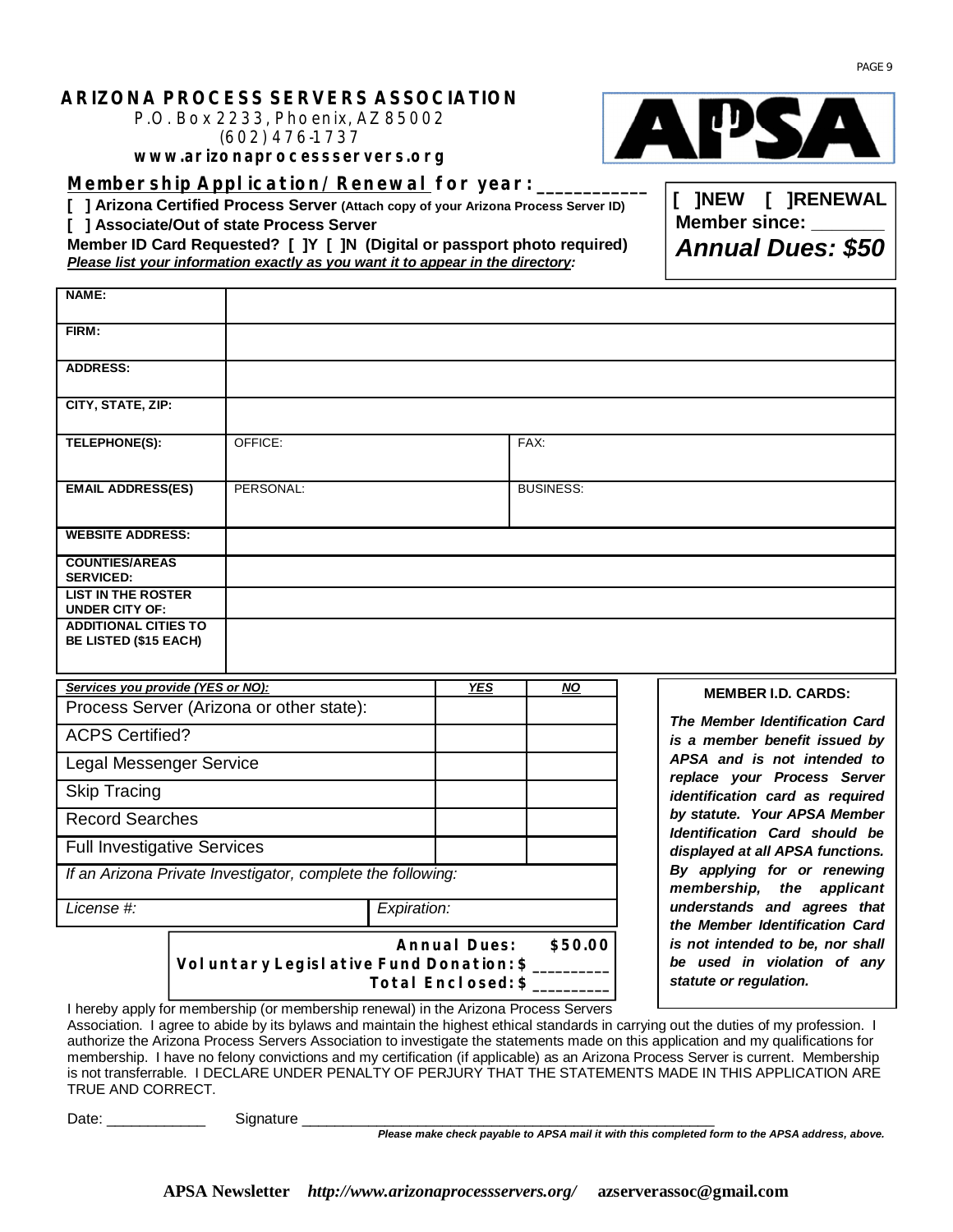# ARIZONA PROCESS SERVERS ASSOCIATION

P.O. Box 2233, Phoenix, AZ 85002
(602) 476-1737
**www.arizonaprocessservers.org**

APSA

## Membership Application/Renewal for year: ___________

[ ] NEW [ ] RENEWAL
Member since: _______
***Annual Dues: $50***

**[ ] Arizona Certified Process Server (Attach copy of your Arizona Process Server ID)**

**[ ] Associate/Out of state Process Server**

**Member ID Card Requested? [ ]Y [ ]N (Digital or passport photo required)**

***Please list your information exactly as you want it to appear in the directory:***

| | | |
|---|---|---|
| **NAME:** | | |
| **FIRM:** | | |
| **ADDRESS:** | | |
| **CITY, STATE, ZIP:** | | |
| **TELEPHONE(S):** | OFFICE: | FAX: |
| **EMAIL ADDRESS(ES)** | PERSONAL: | BUSINESS: |
| **WEBSITE ADDRESS:** | | |
| **COUNTIES/AREAS SERVICED:** | | |
| **LIST IN THE ROSTER UNDER CITY OF:** | | |
| **ADDITIONAL CITIES TO BE LISTED ($15 EACH)** | | |

| ***Services you provide (YES or NO):*** | ***YES*** | ***NO*** |
|---|---|---|
| Process Server (Arizona or other state): | | |
| ACPS Certified? | | |
| Legal Messenger Service | | |
| Skip Tracing | | |
| Record Searches | | |
| Full Investigative Services | | |
| *If an Arizona Private Investigator, complete the following:* | | |
| *License #:* | *Expiration:* | |

**Annual Dues: $50.00**
**Voluntary Legislative Fund Donation: $ _________**
**Total Enclosed: $ _________**

**MEMBER I.D. CARDS:**

***The Member Identification Card is a member benefit issued by APSA and is not intended to replace your Process Server identification card as required by statute. Your APSA Member Identification Card should be displayed at all APSA functions. By applying for or renewing membership, the applicant understands and agrees that the Member Identification Card is not intended to be, nor shall be used in violation of any statute or regulation.***

I hereby apply for membership (or membership renewal) in the Arizona Process Servers Association. I agree to abide by its bylaws and maintain the highest ethical standards in carrying out the duties of my profession. I authorize the Arizona Process Servers Association to investigate the statements made on this application and my qualifications for membership. I have no felony convictions and my certification (if applicable) as an Arizona Process Server is current. Membership is not transferrable. I DECLARE UNDER PENALTY OF PERJURY THAT THE STATEMENTS MADE IN THIS APPLICATION ARE TRUE AND CORRECT.

Date: ____________ Signature _____________________________________________________

***Please make check payable to APSA mail it with this completed form to the APSA address, above.***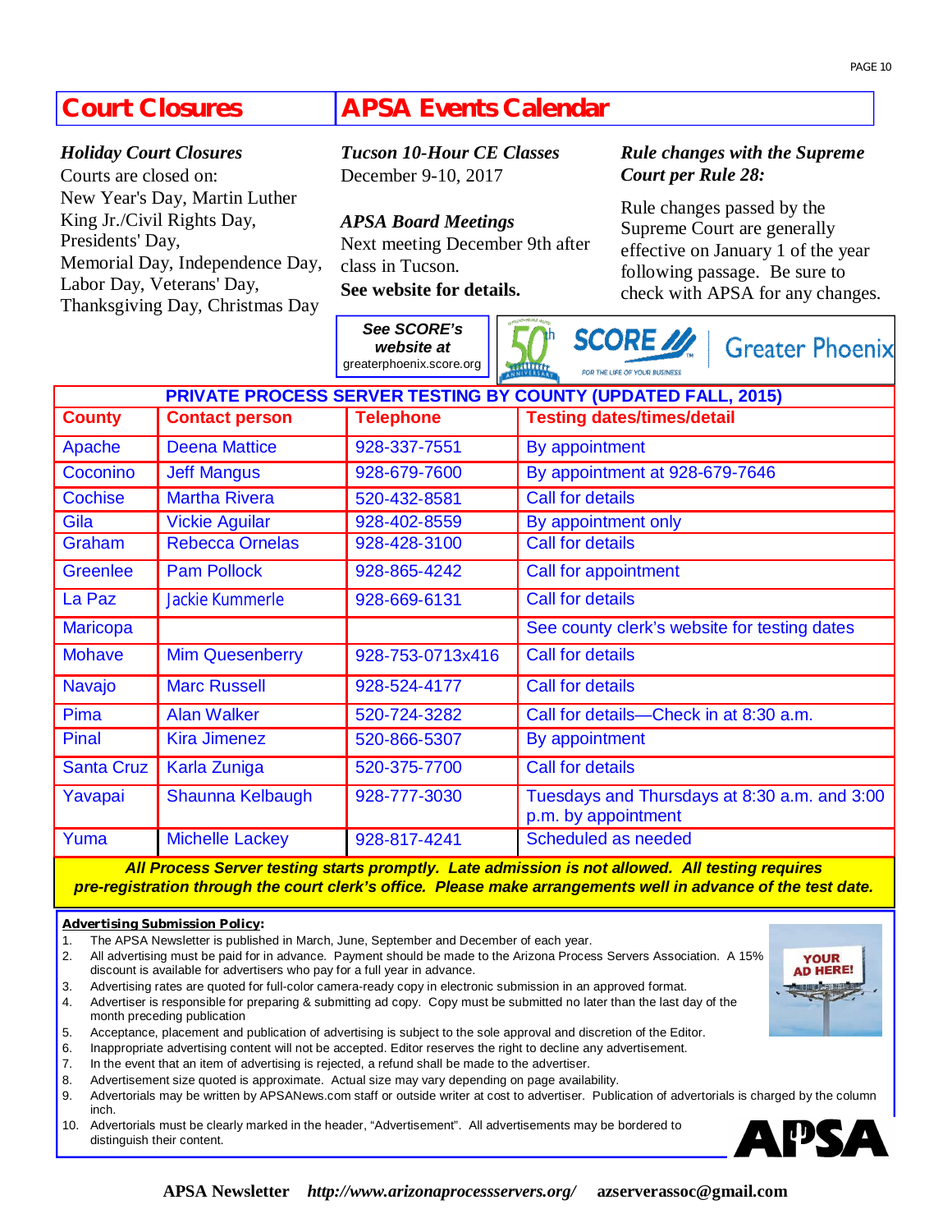## Court Closures

***Holiday Court Closures***

Courts are closed on:
New Year's Day, Martin Luther King Jr./Civil Rights Day, Presidents' Day, Memorial Day, Independence Day, Labor Day, Veterans' Day, Thanksgiving Day, Christmas Day

## APSA Events Calendar

***Tucson 10-Hour CE Classes***

December 9-10, 2017

***APSA Board Meetings***

Next meeting December 9th after class in Tucson.

**See website for details.**

***Rule changes with the Supreme Court per Rule 28:***

Rule changes passed by the Supreme Court are generally effective on January 1 of the year following passage. Be sure to check with APSA for any changes.

***See SCORE's website at*** greaterphoenix.score.org

50th SCORE FOR THE LIFE OF YOUR BUSINESS Greater Phoenix

| PRIVATE PROCESS SERVER TESTING BY COUNTY (UPDATED FALL, 2015) | | | |
|---|---|---|---|
| **County** | **Contact person** | **Telephone** | **Testing dates/times/detail** |
| Apache | Deena Mattice | 928-337-7551 | By appointment |
| Coconino | Jeff Mangus | 928-679-7600 | By appointment at 928-679-7646 |
| Cochise | Martha Rivera | 520-432-8581 | Call for details |
| Gila | Vickie Aguilar | 928-402-8559 | By appointment only |
| Graham | Rebecca Ornelas | 928-428-3100 | Call for details |
| Greenlee | Pam Pollock | 928-865-4242 | Call for appointment |
| La Paz | Jackie Kummerle | 928-669-6131 | Call for details |
| Maricopa | | | See county clerk's website for testing dates |
| Mohave | Mim Quesenberry | 928-753-0713x416 | Call for details |
| Navajo | Marc Russell | 928-524-4177 | Call for details |
| Pima | Alan Walker | 520-724-3282 | Call for details—Check in at 8:30 a.m. |
| Pinal | Kira Jimenez | 520-866-5307 | By appointment |
| Santa Cruz | Karla Zuniga | 520-375-7700 | Call for details |
| Yavapai | Shaunna Kelbaugh | 928-777-3030 | Tuesdays and Thursdays at 8:30 a.m. and 3:00 p.m. by appointment |
| Yuma | Michelle Lackey | 928-817-4241 | Scheduled as needed |

***All Process Server testing starts promptly. Late admission is not allowed. All testing requires pre-registration through the court clerk's office. Please make arrangements well in advance of the test date.***

**Advertising Submission Policy:**

1. The APSA Newsletter is published in March, June, September and December of each year.
2. All advertising must be paid for in advance. Payment should be made to the Arizona Process Servers Association. A 15% discount is available for advertisers who pay for a full year in advance.
3. Advertising rates are quoted for full-color camera-ready copy in electronic submission in an approved format.
4. Advertiser is responsible for preparing & submitting ad copy. Copy must be submitted no later than the last day of the month preceding publication
5. Acceptance, placement and publication of advertising is subject to the sole approval and discretion of the Editor.
6. Inappropriate advertising content will not be accepted. Editor reserves the right to decline any advertisement.
7. In the event that an item of advertising is rejected, a refund shall be made to the advertiser.
8. Advertisement size quoted is approximate. Actual size may vary depending on page availability.
9. Advertorials may be written by APSANews.com staff or outside writer at cost to advertiser. Publication of advertorials is charged by the column inch.
10. Advertorials must be clearly marked in the header, "Advertisement". All advertisements may be bordered to distinguish their content.

YOUR AD HERE!

APSA

**APSA Newsletter** ***http://www.arizonaprocessservers.org/*** **azserverassoc@gmail.com**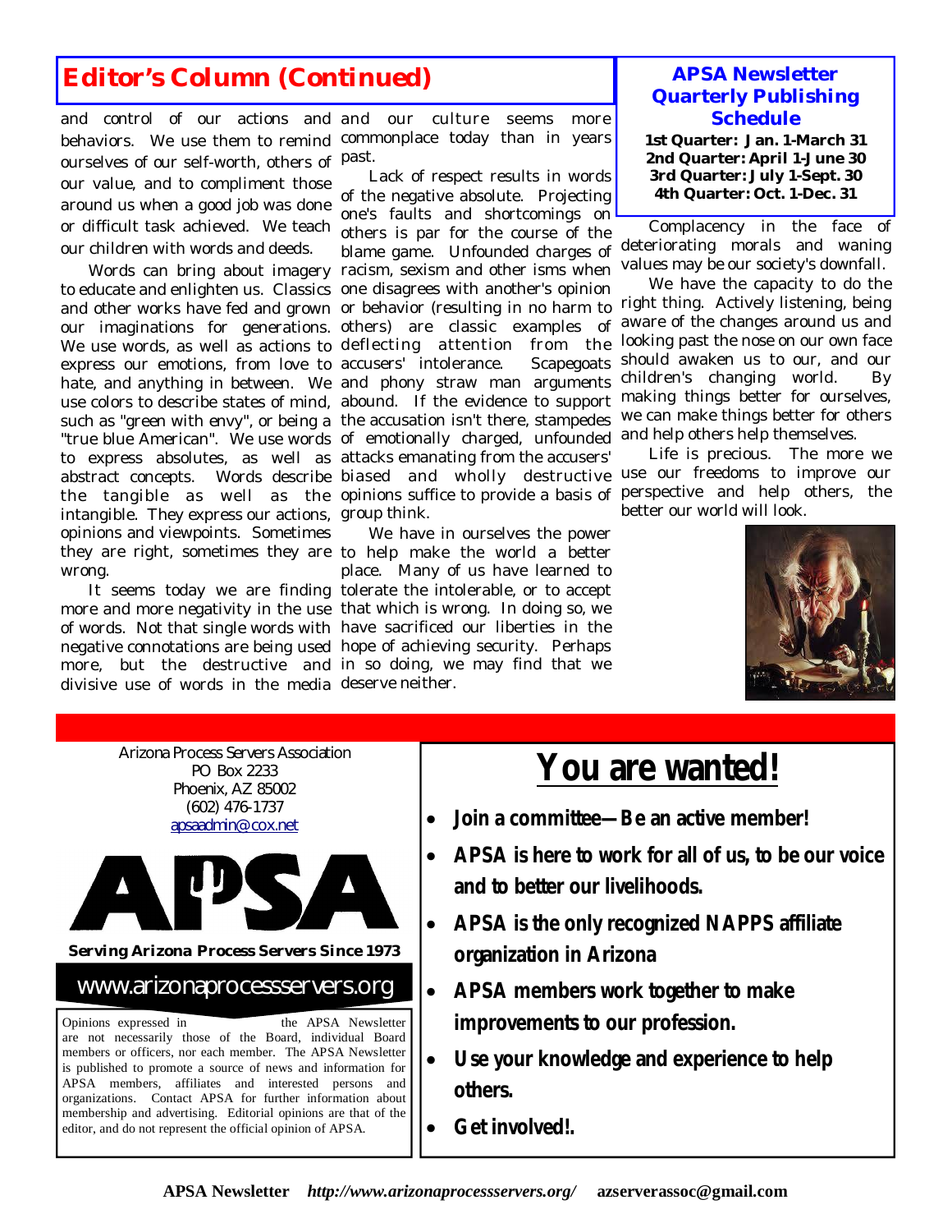## Editor's Column (Continued)

and control of our actions and behaviors. We use them to remind ourselves of our self-worth, others of our value, and to compliment those around us when a good job was done or difficult task achieved. We teach our children with words and deeds.

Words can bring about imagery to educate and enlighten us. Classics and other works have fed and grown our imaginations for generations. We use words, as well as actions to express our emotions, from love to hate, and anything in between. We use colors to describe states of mind, such as "green with envy", or being a "true blue American". We use words to express absolutes, as well as abstract concepts. Words describe the tangible as well as the intangible. They express our actions, opinions and viewpoints. Sometimes they are right, sometimes they are wrong.

It seems today we are finding more and more negativity in the use of words. Not that single words with negative connotations are being used more, but the destructive and divisive use of words in the media and our culture seems more commonplace today than in years past.

Lack of respect results in words of the negative absolute. Projecting one's faults and shortcomings on others is par for the course of the blame game. Unfounded charges of racism, sexism and other isms when one disagrees with another's opinion or behavior (resulting in no harm to others) are classic examples of deflecting attention from the accusers' intolerance. Scapegoats and phony straw man arguments abound. If the evidence to support the accusation isn't there, stampedes of emotionally charged, unfounded attacks emanating from the accusers' biased and wholly destructive opinions suffice to provide a basis of group think.

We have in ourselves the power to help make the world a better place. Many of us have learned to tolerate the intolerable, or to accept that which is wrong. In doing so, we have sacrificed our liberties in the hope of achieving security. Perhaps in so doing, we may find that we deserve neither.

Complacency in the face of deteriorating morals and waning values may be our society's downfall.

We have the capacity to do the right thing. Actively listening, being aware of the changes around us and looking past the nose on our own face should awaken us to our, and our children's changing world. By making things better for ourselves, we can make things better for others and help others help themselves.

Life is precious. The more we use our freedoms to improve our perspective and help others, the better our world will look.

### APSA Newsletter Quarterly Publishing Schedule

**1st Quarter: Jan. 1-March 31**
**2nd Quarter: April 1-June 30**
**3rd Quarter: July 1-Sept. 30**
**4th Quarter: Oct. 1-Dec. 31**

Arizona Process Servers Association
PO Box 2233
Phoenix, AZ 85002
(602) 476-1737
apsaadmin@cox.net

APSA

**Serving Arizona Process Servers Since 1973**

www.arizonaprocessservers.org

Opinions expressed in the APSA Newsletter are not necessarily those of the Board, individual Board members or officers, nor each member. The APSA Newsletter is published to promote a source of news and information for APSA members, affiliates and interested persons and organizations. Contact APSA for further information about membership and advertising. Editorial opinions are that of the editor, and do not represent the official opinion of APSA.

## You are wanted!

- **Join a committee—Be an active member!**
- **APSA is here to work for all of us, to be our voice and to better our livelihoods.**
- **APSA is the only recognized NAPPS affiliate organization in Arizona**
- **APSA members work together to make improvements to our profession.**
- **Use your knowledge and experience to help others.**
- **Get involved!.**

**APSA Newsletter** ***http://www.arizonaprocessservers.org/*** **azserverassoc@gmail.com**